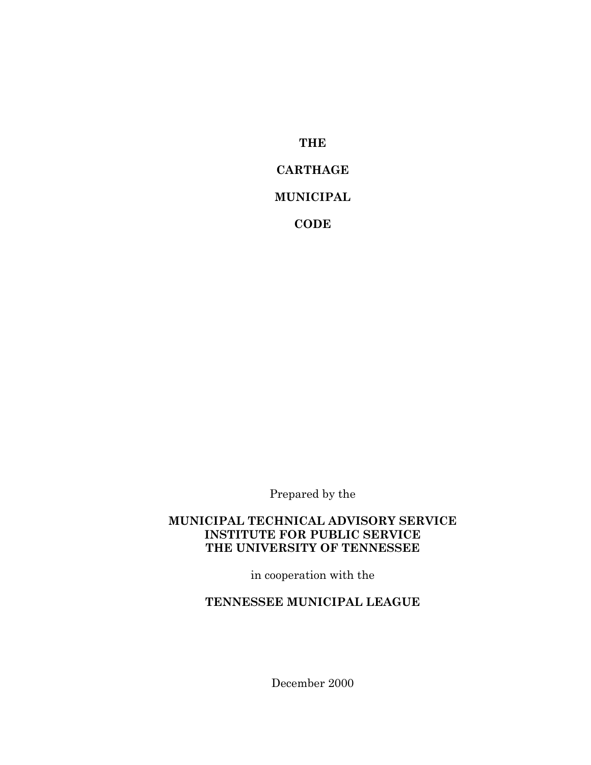# THE

# CARTHAGE

# MUNICIPAL

# CODE

Prepared by the

**MUNICIPAL TECHNICAL ADVISORY SERVICE**
**INSTITUTE FOR PUBLIC SERVICE**
**THE UNIVERSITY OF TENNESSEE**

in cooperation with the

**TENNESSEE MUNICIPAL LEAGUE**

December 2000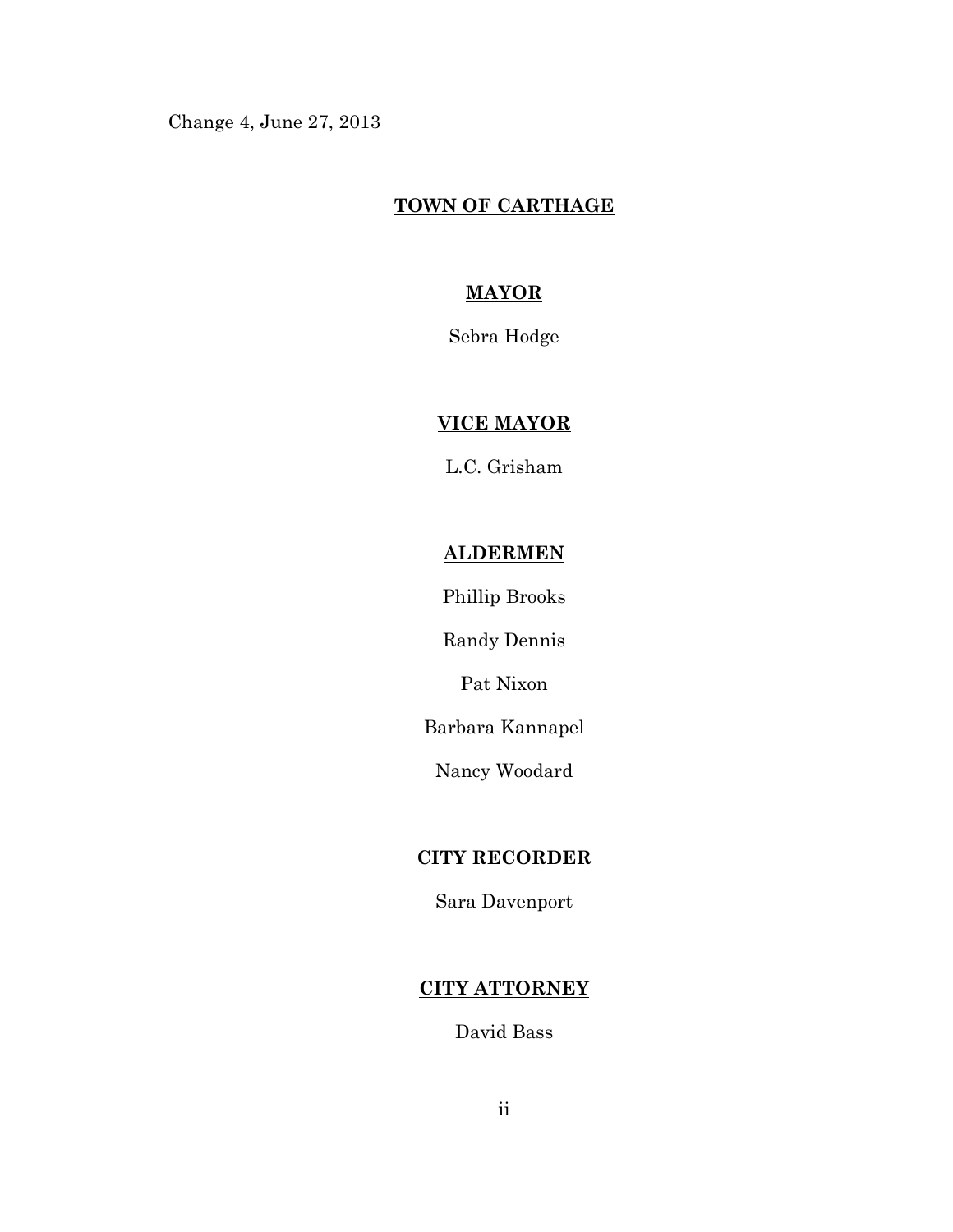Change 4, June 27, 2013

# TOWN OF CARTHAGE

## MAYOR

Sebra Hodge

## VICE MAYOR

L.C. Grisham

## ALDERMEN

Phillip Brooks

Randy Dennis

Pat Nixon

Barbara Kannapel

Nancy Woodard

## CITY RECORDER

Sara Davenport

## CITY ATTORNEY

David Bass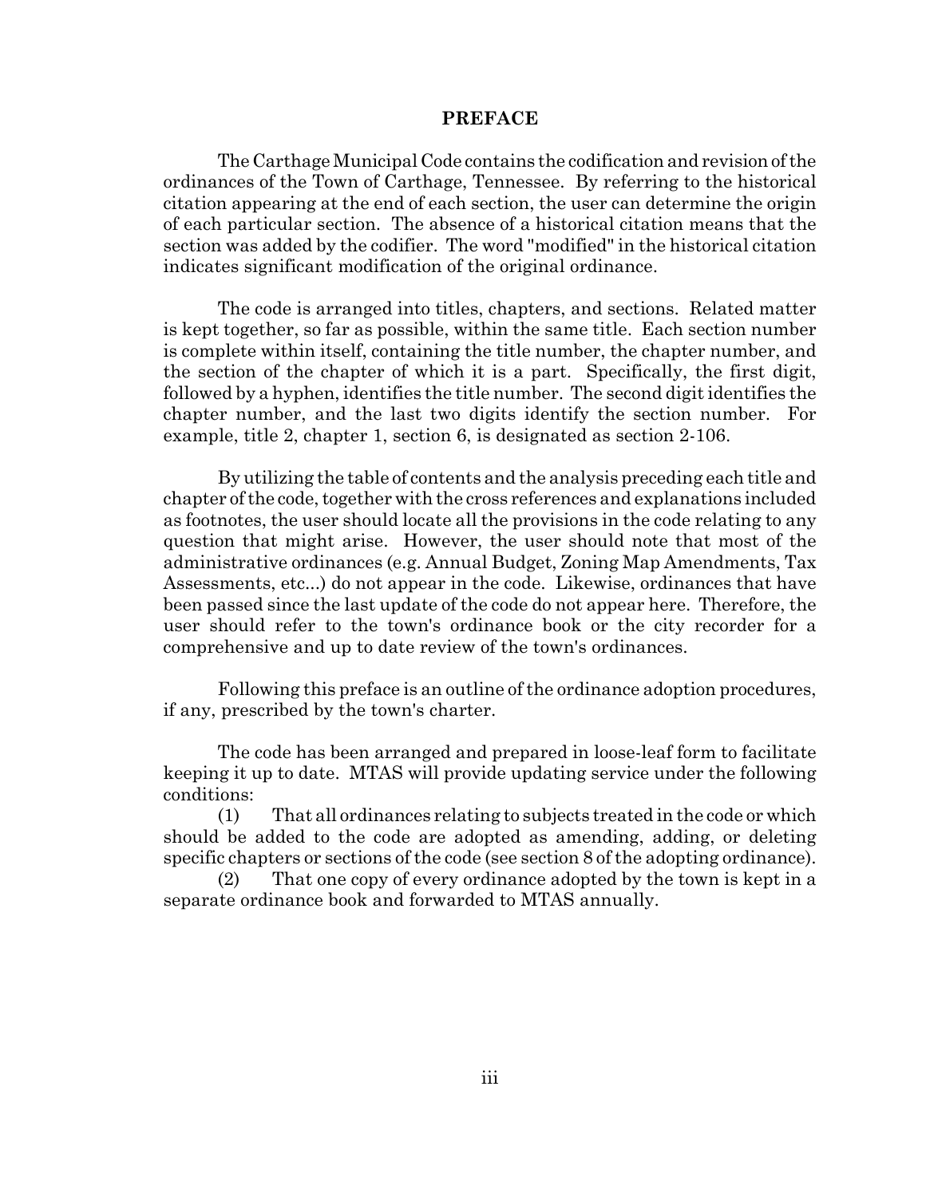# PREFACE

The Carthage Municipal Code contains the codification and revision of the ordinances of the Town of Carthage, Tennessee. By referring to the historical citation appearing at the end of each section, the user can determine the origin of each particular section. The absence of a historical citation means that the section was added by the codifier. The word "modified" in the historical citation indicates significant modification of the original ordinance.

The code is arranged into titles, chapters, and sections. Related matter is kept together, so far as possible, within the same title. Each section number is complete within itself, containing the title number, the chapter number, and the section of the chapter of which it is a part. Specifically, the first digit, followed by a hyphen, identifies the title number. The second digit identifies the chapter number, and the last two digits identify the section number. For example, title 2, chapter 1, section 6, is designated as section 2-106.

By utilizing the table of contents and the analysis preceding each title and chapter of the code, together with the cross references and explanations included as footnotes, the user should locate all the provisions in the code relating to any question that might arise. However, the user should note that most of the administrative ordinances (e.g. Annual Budget, Zoning Map Amendments, Tax Assessments, etc...) do not appear in the code. Likewise, ordinances that have been passed since the last update of the code do not appear here. Therefore, the user should refer to the town's ordinance book or the city recorder for a comprehensive and up to date review of the town's ordinances.

Following this preface is an outline of the ordinance adoption procedures, if any, prescribed by the town's charter.

The code has been arranged and prepared in loose-leaf form to facilitate keeping it up to date. MTAS will provide updating service under the following conditions:

(1) That all ordinances relating to subjects treated in the code or which should be added to the code are adopted as amending, adding, or deleting specific chapters or sections of the code (see section 8 of the adopting ordinance).

(2) That one copy of every ordinance adopted by the town is kept in a separate ordinance book and forwarded to MTAS annually.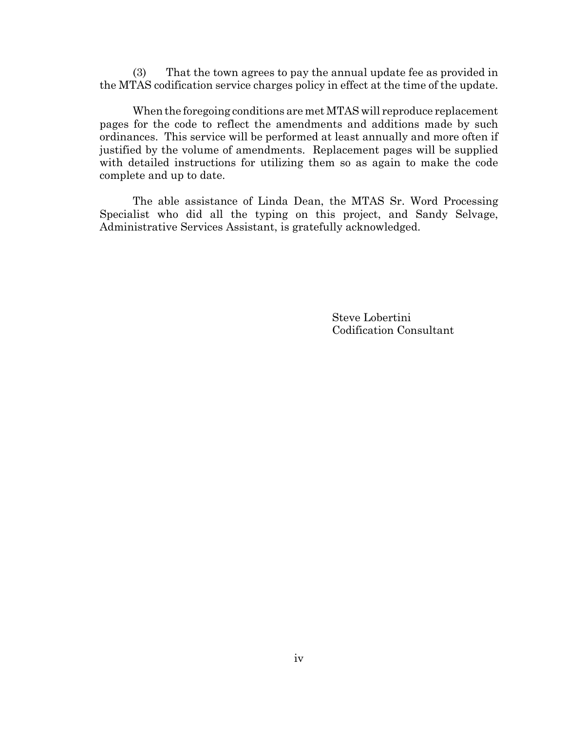(3) That the town agrees to pay the annual update fee as provided in the MTAS codification service charges policy in effect at the time of the update.

When the foregoing conditions are met MTAS will reproduce replacement pages for the code to reflect the amendments and additions made by such ordinances. This service will be performed at least annually and more often if justified by the volume of amendments. Replacement pages will be supplied with detailed instructions for utilizing them so as again to make the code complete and up to date.

The able assistance of Linda Dean, the MTAS Sr. Word Processing Specialist who did all the typing on this project, and Sandy Selvage, Administrative Services Assistant, is gratefully acknowledged.

Steve Lobertini  
Codification Consultant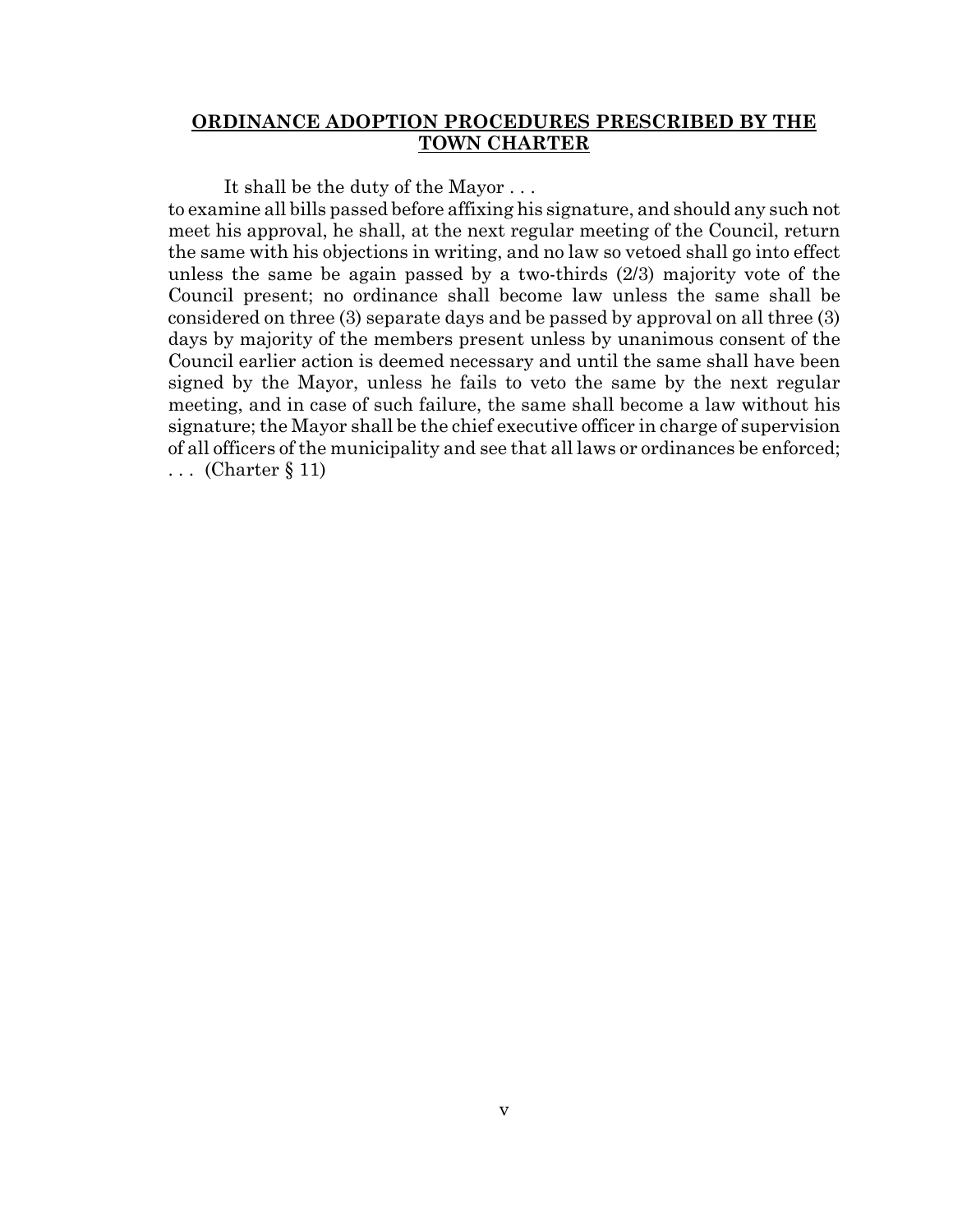## ORDINANCE ADOPTION PROCEDURES PRESCRIBED BY THE TOWN CHARTER

It shall be the duty of the Mayor . . .
to examine all bills passed before affixing his signature, and should any such not meet his approval, he shall, at the next regular meeting of the Council, return the same with his objections in writing, and no law so vetoed shall go into effect unless the same be again passed by a two-thirds (2/3) majority vote of the Council present; no ordinance shall become law unless the same shall be considered on three (3) separate days and be passed by approval on all three (3) days by majority of the members present unless by unanimous consent of the Council earlier action is deemed necessary and until the same shall have been signed by the Mayor, unless he fails to veto the same by the next regular meeting, and in case of such failure, the same shall become a law without his signature; the Mayor shall be the chief executive officer in charge of supervision of all officers of the municipality and see that all laws or ordinances be enforced; . . . (Charter § 11)